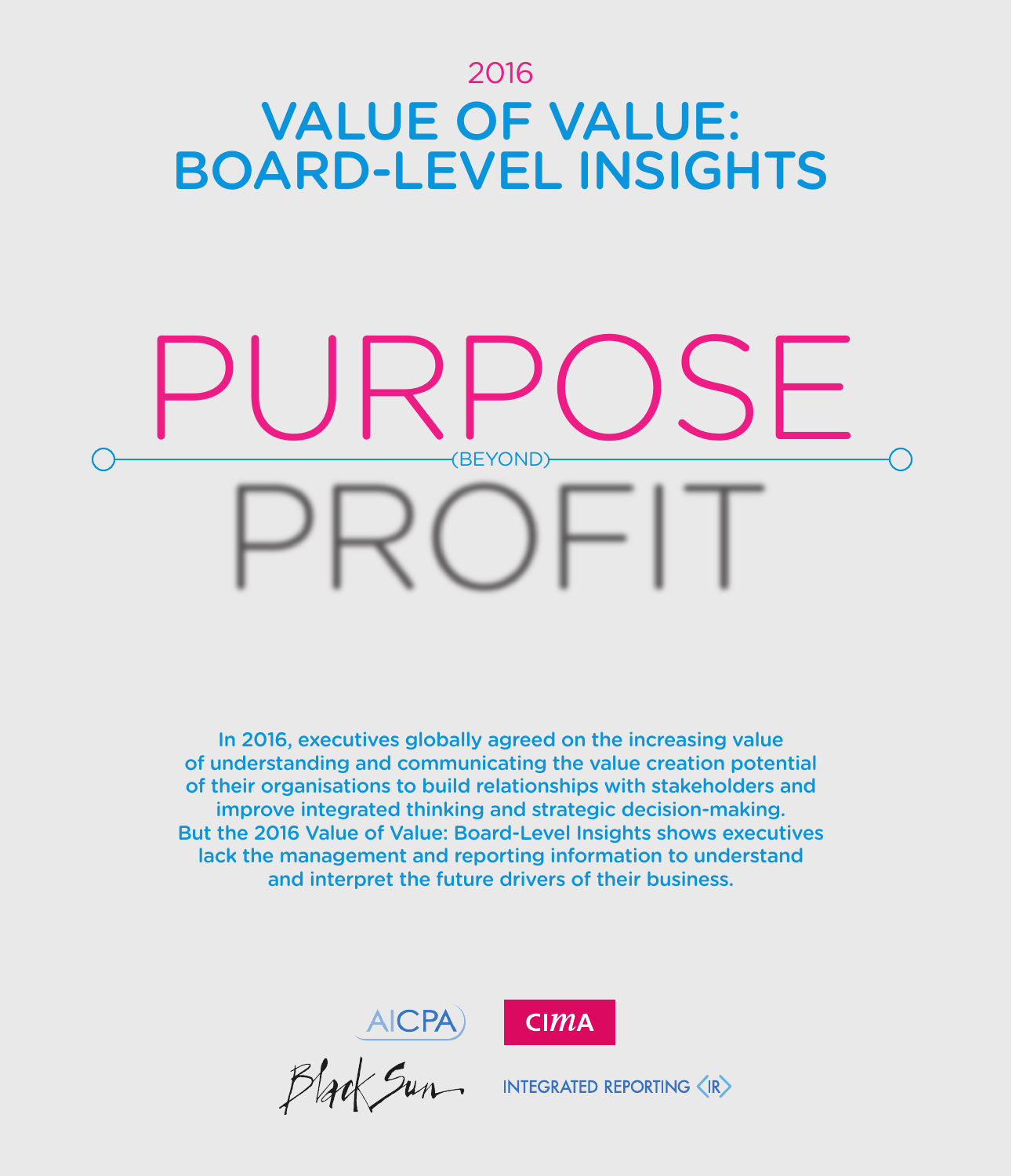2016

# VALUE OF VALUE: BOARD-LEVEL INSIGHTS

# PURPOSE

(BEYOND)

# PROFIT

In 2016, executives globally agreed on the increasing value of understanding and communicating the value creation potential of their organisations to build relationships with stakeholders and improve integrated thinking and strategic decision-making. But the 2016 Value of Value: Board-Level Insights shows executives lack the management and reporting information to understand and interpret the future drivers of their business.

AICPA CIMA

Black Sun INTEGRATED REPORTING <IR>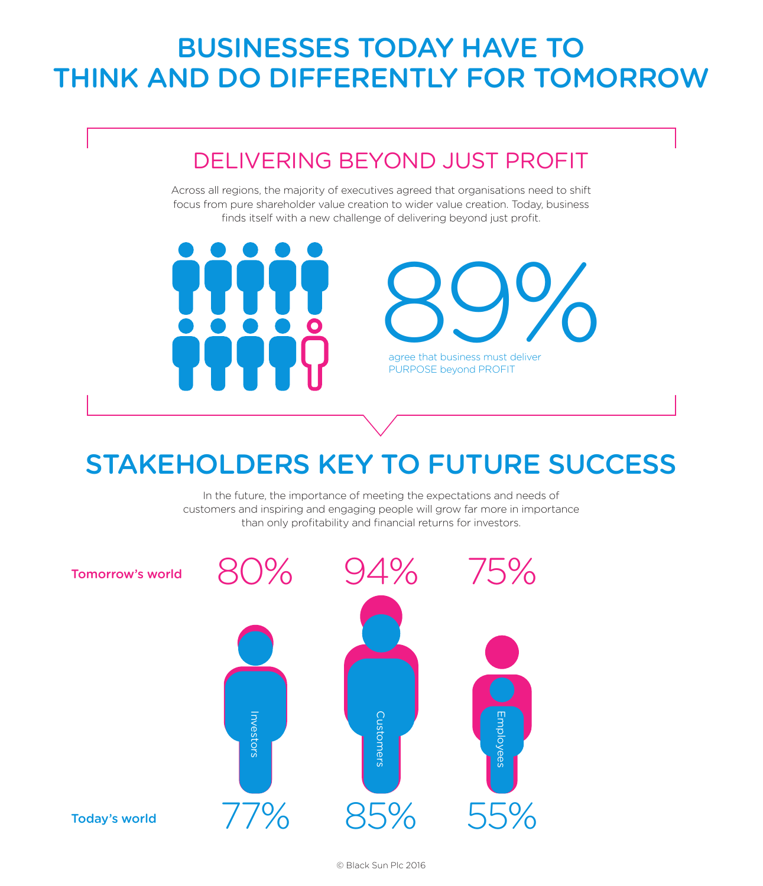# BUSINESSES TODAY HAVE TO THINK AND DO DIFFERENTLY FOR TOMORROW

## DELIVERING BEYOND JUST PROFIT

Across all regions, the majority of executives agreed that organisations need to shift focus from pure shareholder value creation to wider value creation. Today, business finds itself with a new challenge of delivering beyond just profit.

**89%**

agree that business must deliver PURPOSE beyond PROFIT

## STAKEHOLDERS KEY TO FUTURE SUCCESS

In the future, the importance of meeting the expectations and needs of customers and inspiring and engaging people will grow far more in importance than only profitability and financial returns for investors.

| | Investors | Customers | Employees |
|---|---|---|---|
| Tomorrow's world | 80% | 94% | 75% |
| Today's world | 77% | 85% | 55% |

© Black Sun Plc 2016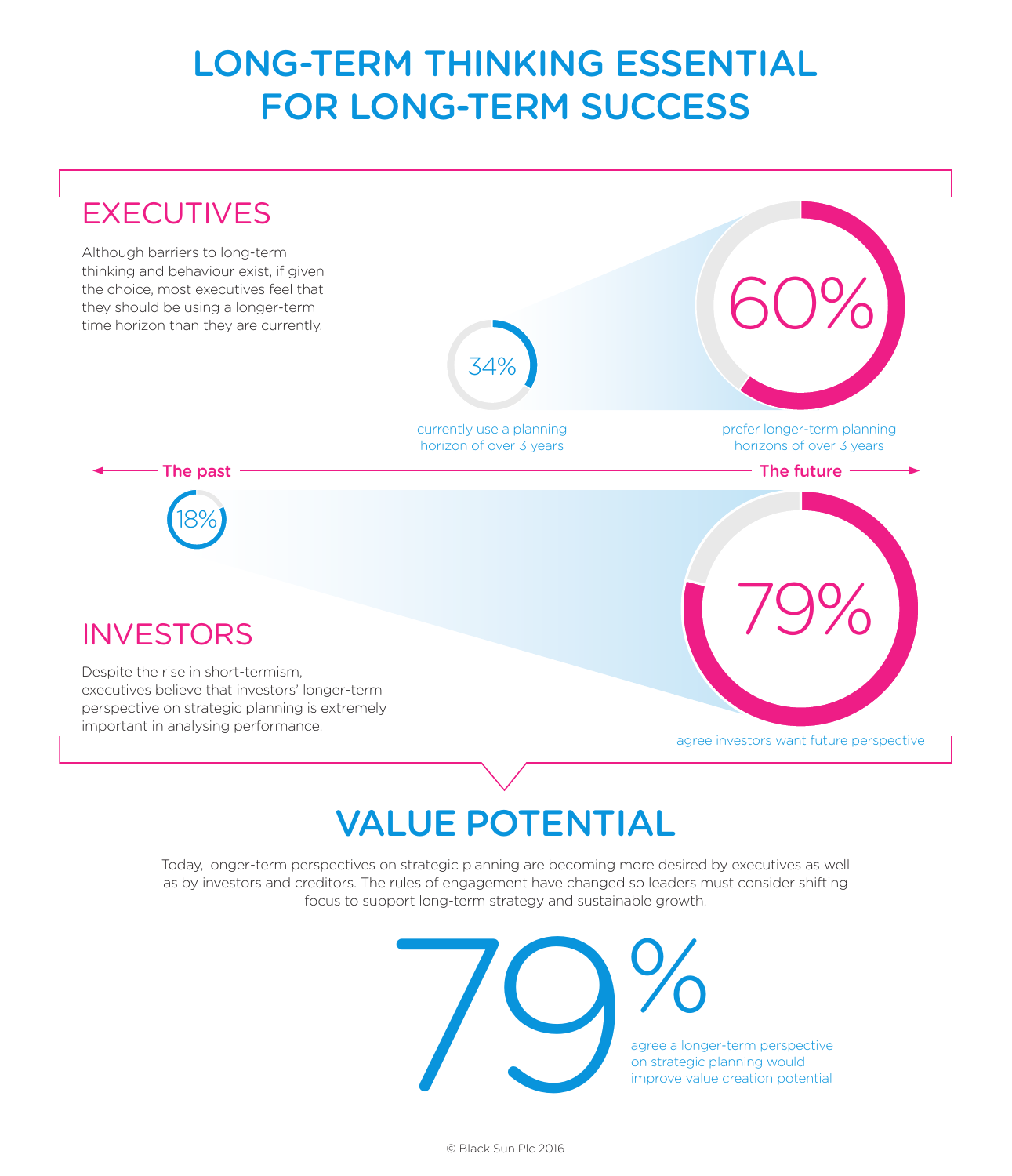# LONG-TERM THINKING ESSENTIAL FOR LONG-TERM SUCCESS

## EXECUTIVES

Although barriers to long-term thinking and behaviour exist, if given the choice, most executives feel that they should be using a longer-term time horizon than they are currently.

34%

currently use a planning horizon of over 3 years

60%

prefer longer-term planning horizons of over 3 years

The past — The future

18%

## INVESTORS

Despite the rise in short-termism, executives believe that investors' longer-term perspective on strategic planning is extremely important in analysing performance.

79%

agree investors want future perspective

## VALUE POTENTIAL

Today, longer-term perspectives on strategic planning are becoming more desired by executives as well as by investors and creditors. The rules of engagement have changed so leaders must consider shifting focus to support long-term strategy and sustainable growth.

79%

agree a longer-term perspective on strategic planning would improve value creation potential

© Black Sun Plc 2016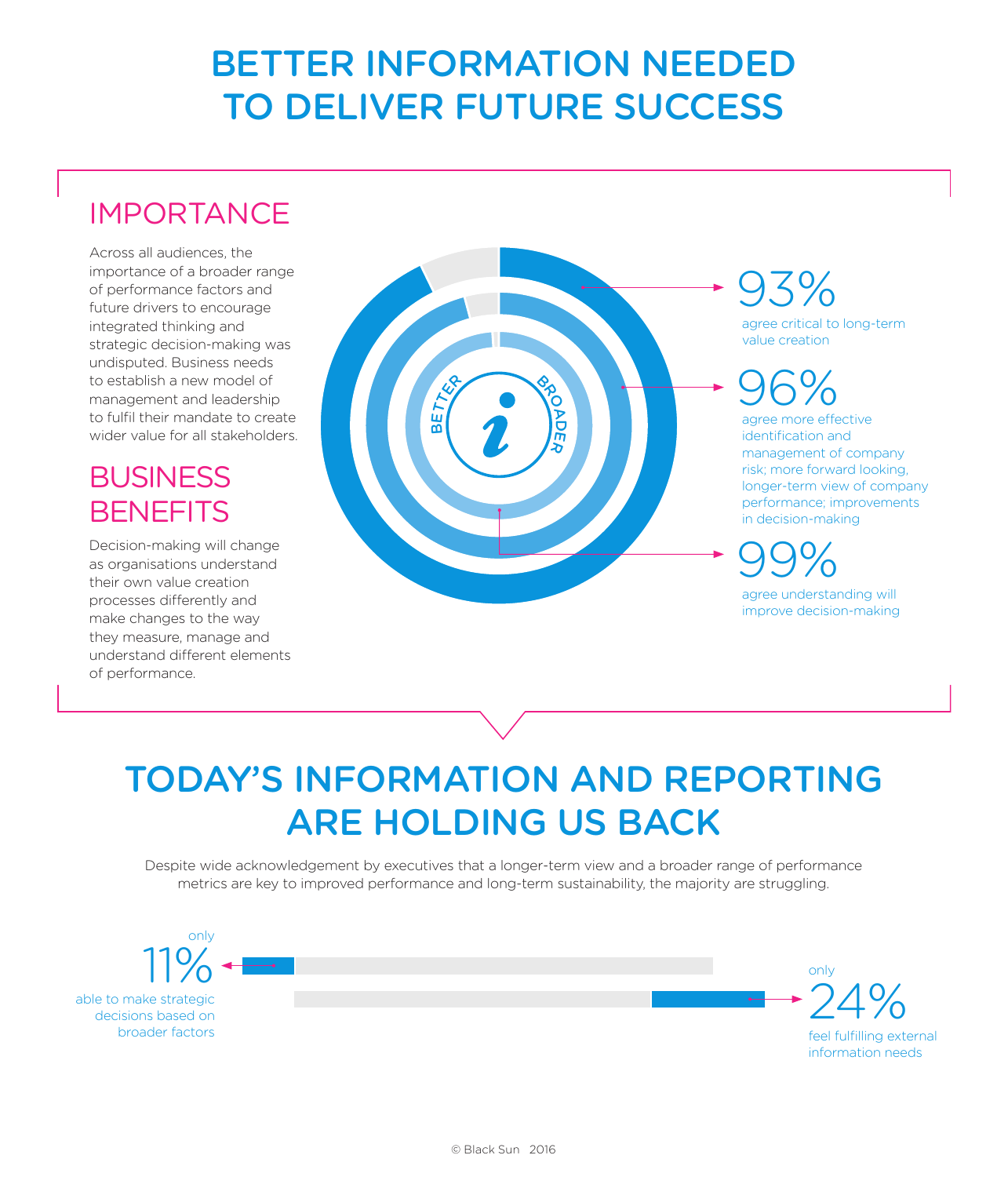# BETTER INFORMATION NEEDED TO DELIVER FUTURE SUCCESS

## IMPORTANCE

Across all audiences, the importance of a broader range of performance factors and future drivers to encourage integrated thinking and strategic decision-making was undisputed. Business needs to establish a new model of management and leadership to fulfil their mandate to create wider value for all stakeholders.

## BUSINESS BENEFITS

Decision-making will change as organisations understand their own value creation processes differently and make changes to the way they measure, manage and understand different elements of performance.

BETTER BROADER

**93%** agree critical to long-term value creation

**96%** agree more effective identification and management of company risk; more forward looking, longer-term view of company performance; improvements in decision-making

**99%** agree understanding will improve decision-making

# TODAY'S INFORMATION AND REPORTING ARE HOLDING US BACK

Despite wide acknowledgement by executives that a longer-term view and a broader range of performance metrics are key to improved performance and long-term sustainability, the majority are struggling.

only **11%** able to make strategic decisions based on broader factors

only **24%** feel fulfilling external information needs

© Black Sun 2016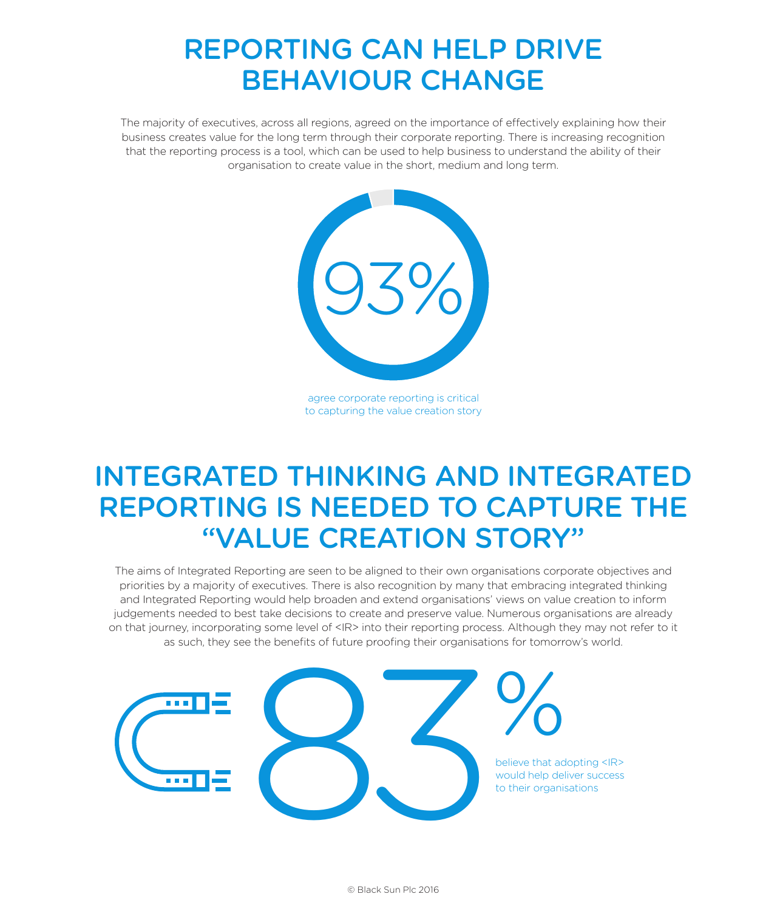# REPORTING CAN HELP DRIVE BEHAVIOUR CHANGE

The majority of executives, across all regions, agreed on the importance of effectively explaining how their business creates value for the long term through their corporate reporting. There is increasing recognition that the reporting process is a tool, which can be used to help business to understand the ability of their organisation to create value in the short, medium and long term.

93%

agree corporate reporting is critical to capturing the value creation story

# INTEGRATED THINKING AND INTEGRATED REPORTING IS NEEDED TO CAPTURE THE "VALUE CREATION STORY"

The aims of Integrated Reporting are seen to be aligned to their own organisations corporate objectives and priorities by a majority of executives. There is also recognition by many that embracing integrated thinking and Integrated Reporting would help broaden and extend organisations' views on value creation to inform judgements needed to best take decisions to create and preserve value. Numerous organisations are already on that journey, incorporating some level of <IR> into their reporting process. Although they may not refer to it as such, they see the benefits of future proofing their organisations for tomorrow's world.

83%

believe that adopting <IR> would help deliver success to their organisations

© Black Sun Plc 2016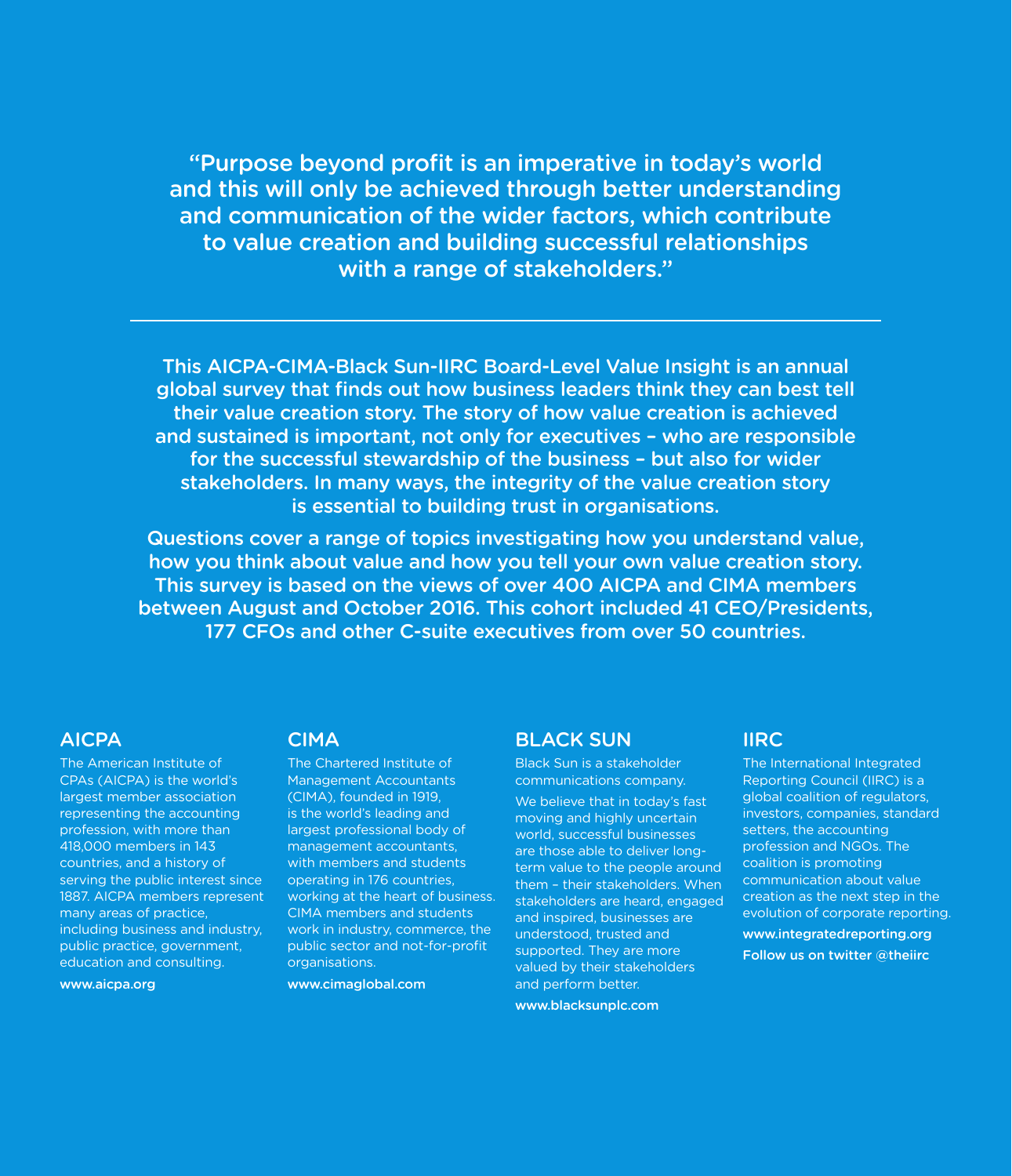"Purpose beyond profit is an imperative in today's world and this will only be achieved through better understanding and communication of the wider factors, which contribute to value creation and building successful relationships with a range of stakeholders."

---

This AICPA-CIMA-Black Sun-IIRC Board-Level Value Insight is an annual global survey that finds out how business leaders think they can best tell their value creation story. The story of how value creation is achieved and sustained is important, not only for executives – who are responsible for the successful stewardship of the business – but also for wider stakeholders. In many ways, the integrity of the value creation story is essential to building trust in organisations.

Questions cover a range of topics investigating how you understand value, how you think about value and how you tell your own value creation story. This survey is based on the views of over 400 AICPA and CIMA members between August and October 2016. This cohort included 41 CEO/Presidents, 177 CFOs and other C-suite executives from over 50 countries.

## AICPA

The American Institute of CPAs (AICPA) is the world's largest member association representing the accounting profession, with more than 418,000 members in 143 countries, and a history of serving the public interest since 1887. AICPA members represent many areas of practice, including business and industry, public practice, government, education and consulting.

**www.aicpa.org**

## CIMA

The Chartered Institute of Management Accountants (CIMA), founded in 1919, is the world's leading and largest professional body of management accountants, with members and students operating in 176 countries, working at the heart of business. CIMA members and students work in industry, commerce, the public sector and not-for-profit organisations.

**www.cimaglobal.com**

## BLACK SUN

Black Sun is a stakeholder communications company.

We believe that in today's fast moving and highly uncertain world, successful businesses are those able to deliver long-term value to the people around them – their stakeholders. When stakeholders are heard, engaged and inspired, businesses are understood, trusted and supported. They are more valued by their stakeholders and perform better.

**www.blacksunplc.com**

## IIRC

The International Integrated Reporting Council (IIRC) is a global coalition of regulators, investors, companies, standard setters, the accounting profession and NGOs. The coalition is promoting communication about value creation as the next step in the evolution of corporate reporting.

**www.integratedreporting.org**

**Follow us on twitter @theiirc**